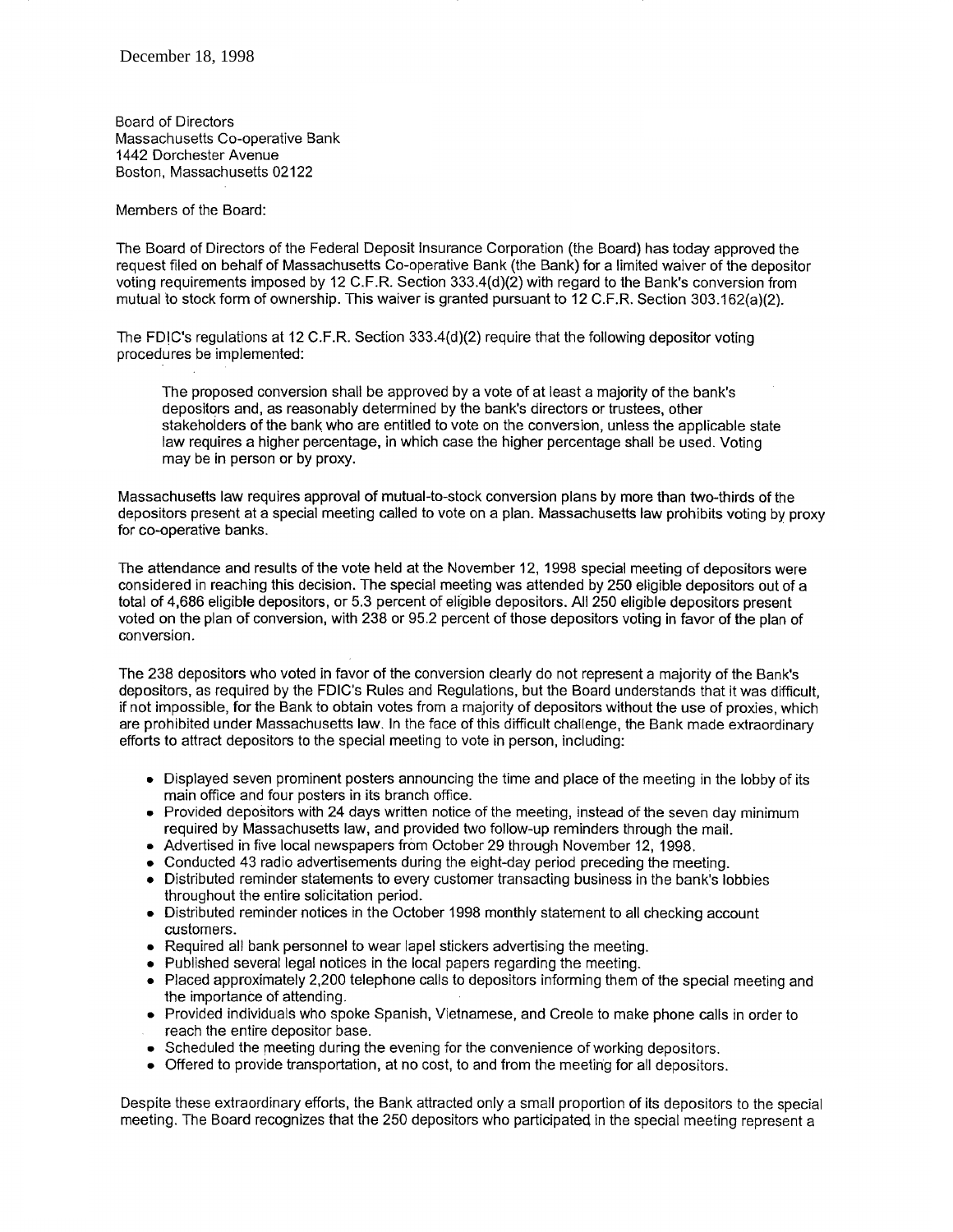December 18, 1998

Board of Directors
Massachusetts Co-operative Bank
1442 Dorchester Avenue
Boston, Massachusetts 02122

Members of the Board:

The Board of Directors of the Federal Deposit Insurance Corporation (the Board) has today approved the request filed on behalf of Massachusetts Co-operative Bank (the Bank) for a limited waiver of the depositor voting requirements imposed by 12 C.F.R. Section 333.4(d)(2) with regard to the Bank's conversion from mutual to stock form of ownership. This waiver is granted pursuant to 12 C.F.R. Section 303.162(a)(2).

The FDIC's regulations at 12 C.F.R. Section 333.4(d)(2) require that the following depositor voting procedures be implemented:

> The proposed conversion shall be approved by a vote of at least a majority of the bank's depositors and, as reasonably determined by the bank's directors or trustees, other stakeholders of the bank who are entitled to vote on the conversion, unless the applicable state law requires a higher percentage, in which case the higher percentage shall be used. Voting may be in person or by proxy.

Massachusetts law requires approval of mutual-to-stock conversion plans by more than two-thirds of the depositors present at a special meeting called to vote on a plan. Massachusetts law prohibits voting by proxy for co-operative banks.

The attendance and results of the vote held at the November 12, 1998 special meeting of depositors were considered in reaching this decision. The special meeting was attended by 250 eligible depositors out of a total of 4,686 eligible depositors, or 5.3 percent of eligible depositors. All 250 eligible depositors present voted on the plan of conversion, with 238 or 95.2 percent of those depositors voting in favor of the plan of conversion.

The 238 depositors who voted in favor of the conversion clearly do not represent a majority of the Bank's depositors, as required by the FDIC's Rules and Regulations, but the Board understands that it was difficult, if not impossible, for the Bank to obtain votes from a majority of depositors without the use of proxies, which are prohibited under Massachusetts law. In the face of this difficult challenge, the Bank made extraordinary efforts to attract depositors to the special meeting to vote in person, including:

- Displayed seven prominent posters announcing the time and place of the meeting in the lobby of its main office and four posters in its branch office.
- Provided depositors with 24 days written notice of the meeting, instead of the seven day minimum required by Massachusetts law, and provided two follow-up reminders through the mail.
- Advertised in five local newspapers from October 29 through November 12, 1998.
- Conducted 43 radio advertisements during the eight-day period preceding the meeting.
- Distributed reminder statements to every customer transacting business in the bank's lobbies throughout the entire solicitation period.
- Distributed reminder notices in the October 1998 monthly statement to all checking account customers.
- Required all bank personnel to wear lapel stickers advertising the meeting.
- Published several legal notices in the local papers regarding the meeting.
- Placed approximately 2,200 telephone calls to depositors informing them of the special meeting and the importance of attending.
- Provided individuals who spoke Spanish, Vietnamese, and Creole to make phone calls in order to reach the entire depositor base.
- Scheduled the meeting during the evening for the convenience of working depositors.
- Offered to provide transportation, at no cost, to and from the meeting for all depositors.

Despite these extraordinary efforts, the Bank attracted only a small proportion of its depositors to the special meeting. The Board recognizes that the 250 depositors who participated in the special meeting represent a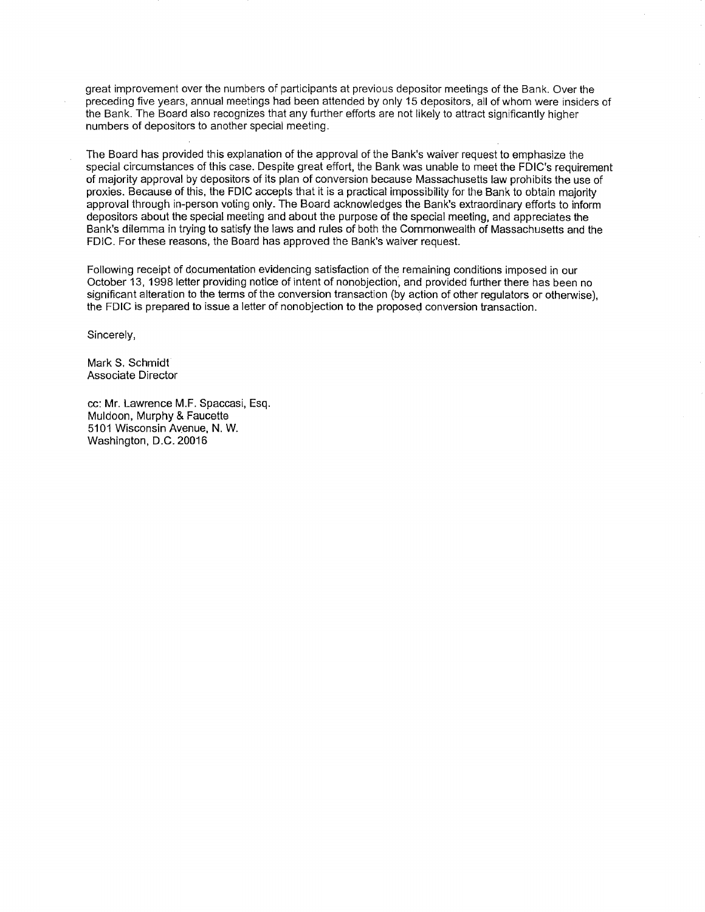great improvement over the numbers of participants at previous depositor meetings of the Bank. Over the preceding five years, annual meetings had been attended by only 15 depositors, all of whom were insiders of the Bank. The Board also recognizes that any further efforts are not likely to attract significantly higher numbers of depositors to another special meeting.

The Board has provided this explanation of the approval of the Bank's waiver request to emphasize the special circumstances of this case. Despite great effort, the Bank was unable to meet the FDIC's requirement of majority approval by depositors of its plan of conversion because Massachusetts law prohibits the use of proxies. Because of this, the FDIC accepts that it is a practical impossibility for the Bank to obtain majority approval through in-person voting only. The Board acknowledges the Bank's extraordinary efforts to inform depositors about the special meeting and about the purpose of the special meeting, and appreciates the Bank's dilemma in trying to satisfy the laws and rules of both the Commonwealth of Massachusetts and the FDIC. For these reasons, the Board has approved the Bank's waiver request.

Following receipt of documentation evidencing satisfaction of the remaining conditions imposed in our October 13, 1998 letter providing notice of intent of nonobjection, and provided further there has been no significant alteration to the terms of the conversion transaction (by action of other regulators or otherwise), the FDIC is prepared to issue a letter of nonobjection to the proposed conversion transaction.

Sincerely,

Mark S. Schmidt
Associate Director

cc: Mr. Lawrence M.F. Spaccasi, Esq.
Muldoon, Murphy & Faucette
5101 Wisconsin Avenue, N. W.
Washington, D.C. 20016